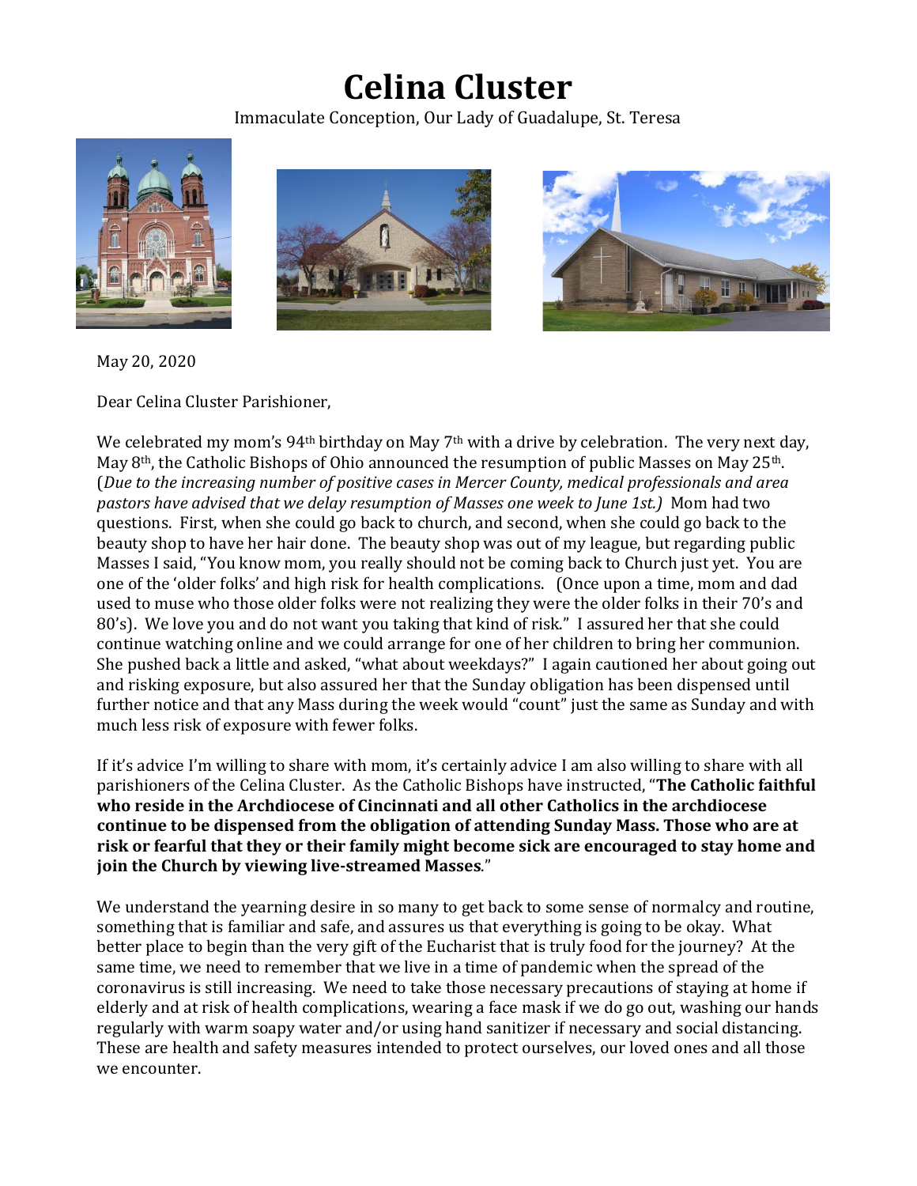# Celina Cluster

Immaculate Conception, Our Lady of Guadalupe, St. Teresa

May 20, 2020

Dear Celina Cluster Parishioner,

We celebrated my mom's 94th birthday on May 7th with a drive by celebration. The very next day, May 8th, the Catholic Bishops of Ohio announced the resumption of public Masses on May 25th. (*Due to the increasing number of positive cases in Mercer County, medical professionals and area pastors have advised that we delay resumption of Masses one week to June 1st.*) Mom had two questions. First, when she could go back to church, and second, when she could go back to the beauty shop to have her hair done. The beauty shop was out of my league, but regarding public Masses I said, "You know mom, you really should not be coming back to Church just yet. You are one of the 'older folks' and high risk for health complications. (Once upon a time, mom and dad used to muse who those older folks were not realizing they were the older folks in their 70's and 80's). We love you and do not want you taking that kind of risk." I assured her that she could continue watching online and we could arrange for one of her children to bring her communion. She pushed back a little and asked, "what about weekdays?" I again cautioned her about going out and risking exposure, but also assured her that the Sunday obligation has been dispensed until further notice and that any Mass during the week would "count" just the same as Sunday and with much less risk of exposure with fewer folks.

If it's advice I'm willing to share with mom, it's certainly advice I am also willing to share with all parishioners of the Celina Cluster. As the Catholic Bishops have instructed, "**The Catholic faithful who reside in the Archdiocese of Cincinnati and all other Catholics in the archdiocese continue to be dispensed from the obligation of attending Sunday Mass. Those who are at risk or fearful that they or their family might become sick are encouraged to stay home and join the Church by viewing live-streamed Masses**."

We understand the yearning desire in so many to get back to some sense of normalcy and routine, something that is familiar and safe, and assures us that everything is going to be okay. What better place to begin than the very gift of the Eucharist that is truly food for the journey? At the same time, we need to remember that we live in a time of pandemic when the spread of the coronavirus is still increasing. We need to take those necessary precautions of staying at home if elderly and at risk of health complications, wearing a face mask if we do go out, washing our hands regularly with warm soapy water and/or using hand sanitizer if necessary and social distancing. These are health and safety measures intended to protect ourselves, our loved ones and all those we encounter.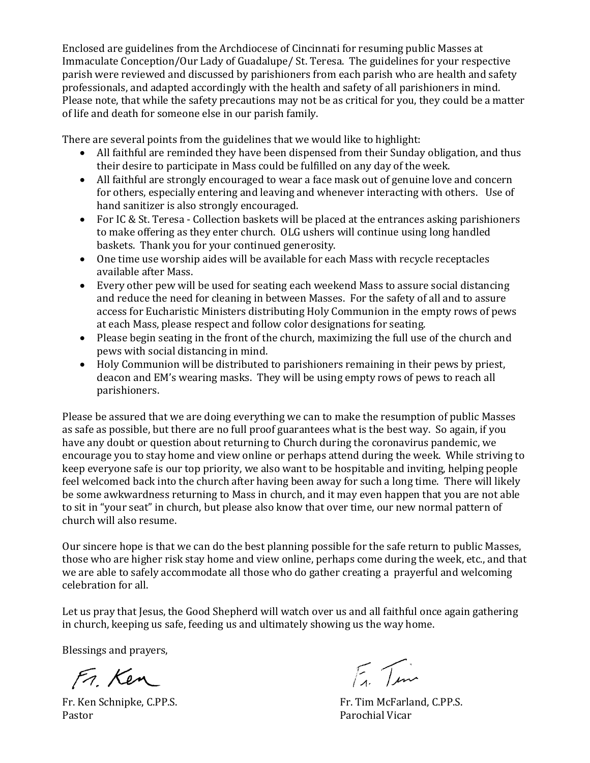Enclosed are guidelines from the Archdiocese of Cincinnati for resuming public Masses at Immaculate Conception/Our Lady of Guadalupe/ St. Teresa. The guidelines for your respective parish were reviewed and discussed by parishioners from each parish who are health and safety professionals, and adapted accordingly with the health and safety of all parishioners in mind. Please note, that while the safety precautions may not be as critical for you, they could be a matter of life and death for someone else in our parish family.

There are several points from the guidelines that we would like to highlight:

- All faithful are reminded they have been dispensed from their Sunday obligation, and thus their desire to participate in Mass could be fulfilled on any day of the week.
- All faithful are strongly encouraged to wear a face mask out of genuine love and concern for others, especially entering and leaving and whenever interacting with others. Use of hand sanitizer is also strongly encouraged.
- For IC & St. Teresa - Collection baskets will be placed at the entrances asking parishioners to make offering as they enter church. OLG ushers will continue using long handled baskets. Thank you for your continued generosity.
- One time use worship aides will be available for each Mass with recycle receptacles available after Mass.
- Every other pew will be used for seating each weekend Mass to assure social distancing and reduce the need for cleaning in between Masses. For the safety of all and to assure access for Eucharistic Ministers distributing Holy Communion in the empty rows of pews at each Mass, please respect and follow color designations for seating.
- Please begin seating in the front of the church, maximizing the full use of the church and pews with social distancing in mind.
- Holy Communion will be distributed to parishioners remaining in their pews by priest, deacon and EM's wearing masks. They will be using empty rows of pews to reach all parishioners.

Please be assured that we are doing everything we can to make the resumption of public Masses as safe as possible, but there are no full proof guarantees what is the best way. So again, if you have any doubt or question about returning to Church during the coronavirus pandemic, we encourage you to stay home and view online or perhaps attend during the week. While striving to keep everyone safe is our top priority, we also want to be hospitable and inviting, helping people feel welcomed back into the church after having been away for such a long time. There will likely be some awkwardness returning to Mass in church, and it may even happen that you are not able to sit in "your seat" in church, but please also know that over time, our new normal pattern of church will also resume.

Our sincere hope is that we can do the best planning possible for the safe return to public Masses, those who are higher risk stay home and view online, perhaps come during the week, etc., and that we are able to safely accommodate all those who do gather creating a prayerful and welcoming celebration for all.

Let us pray that Jesus, the Good Shepherd will watch over us and all faithful once again gathering in church, keeping us safe, feeding us and ultimately showing us the way home.

Blessings and prayers,

Fr. Ken

Fr. Ken Schnipke, C.PP.S.
Pastor

Fr. Tim

Fr. Tim McFarland, C.PP.S.
Parochial Vicar